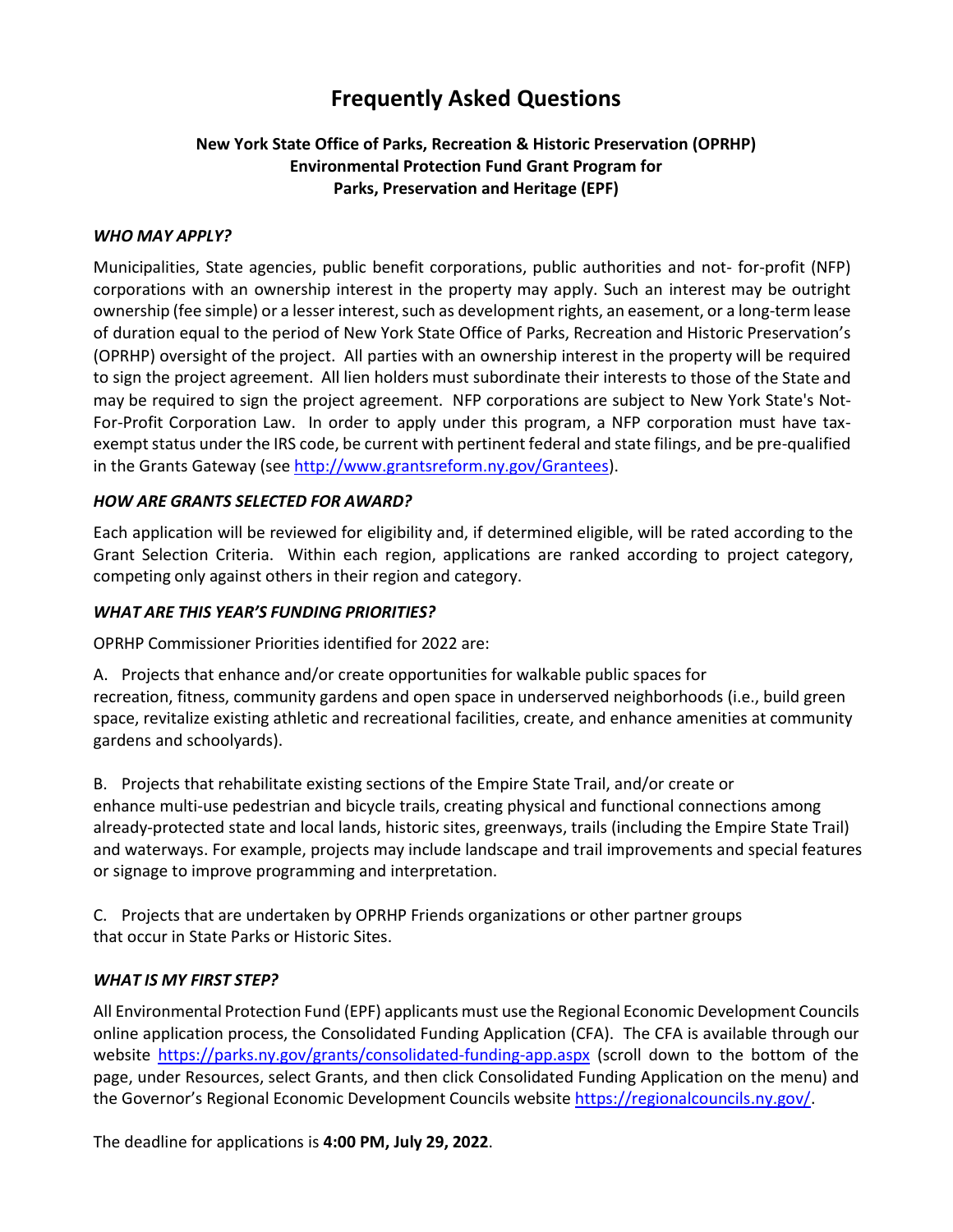# Frequently Asked Questions

**New York State Office of Parks, Recreation & Historic Preservation (OPRHP)
Environmental Protection Fund Grant Program for
Parks, Preservation and Heritage (EPF)**

### *WHO MAY APPLY?*

Municipalities, State agencies, public benefit corporations, public authorities and not- for-profit (NFP) corporations with an ownership interest in the property may apply. Such an interest may be outright ownership (fee simple) or a lesser interest, such as development rights, an easement, or a long-term lease of duration equal to the period of New York State Office of Parks, Recreation and Historic Preservation's (OPRHP) oversight of the project. All parties with an ownership interest in the property will be required to sign the project agreement. All lien holders must subordinate their interests to those of the State and may be required to sign the project agreement. NFP corporations are subject to New York State's Not-For-Profit Corporation Law. In order to apply under this program, a NFP corporation must have tax-exempt status under the IRS code, be current with pertinent federal and state filings, and be pre-qualified in the Grants Gateway (see http://www.grantsreform.ny.gov/Grantees).

### *HOW ARE GRANTS SELECTED FOR AWARD?*

Each application will be reviewed for eligibility and, if determined eligible, will be rated according to the Grant Selection Criteria. Within each region, applications are ranked according to project category, competing only against others in their region and category.

### *WHAT ARE THIS YEAR'S FUNDING PRIORITIES?*

OPRHP Commissioner Priorities identified for 2022 are:

A. Projects that enhance and/or create opportunities for walkable public spaces for recreation, fitness, community gardens and open space in underserved neighborhoods (i.e., build green space, revitalize existing athletic and recreational facilities, create, and enhance amenities at community gardens and schoolyards).

B. Projects that rehabilitate existing sections of the Empire State Trail, and/or create or enhance multi-use pedestrian and bicycle trails, creating physical and functional connections among already-protected state and local lands, historic sites, greenways, trails (including the Empire State Trail) and waterways. For example, projects may include landscape and trail improvements and special features or signage to improve programming and interpretation.

C. Projects that are undertaken by OPRHP Friends organizations or other partner groups that occur in State Parks or Historic Sites.

### *WHAT IS MY FIRST STEP?*

All Environmental Protection Fund (EPF) applicants must use the Regional Economic Development Councils online application process, the Consolidated Funding Application (CFA). The CFA is available through our website https://parks.ny.gov/grants/consolidated-funding-app.aspx (scroll down to the bottom of the page, under Resources, select Grants, and then click Consolidated Funding Application on the menu) and the Governor's Regional Economic Development Councils website https://regionalcouncils.ny.gov/.

The deadline for applications is **4:00 PM, July 29, 2022**.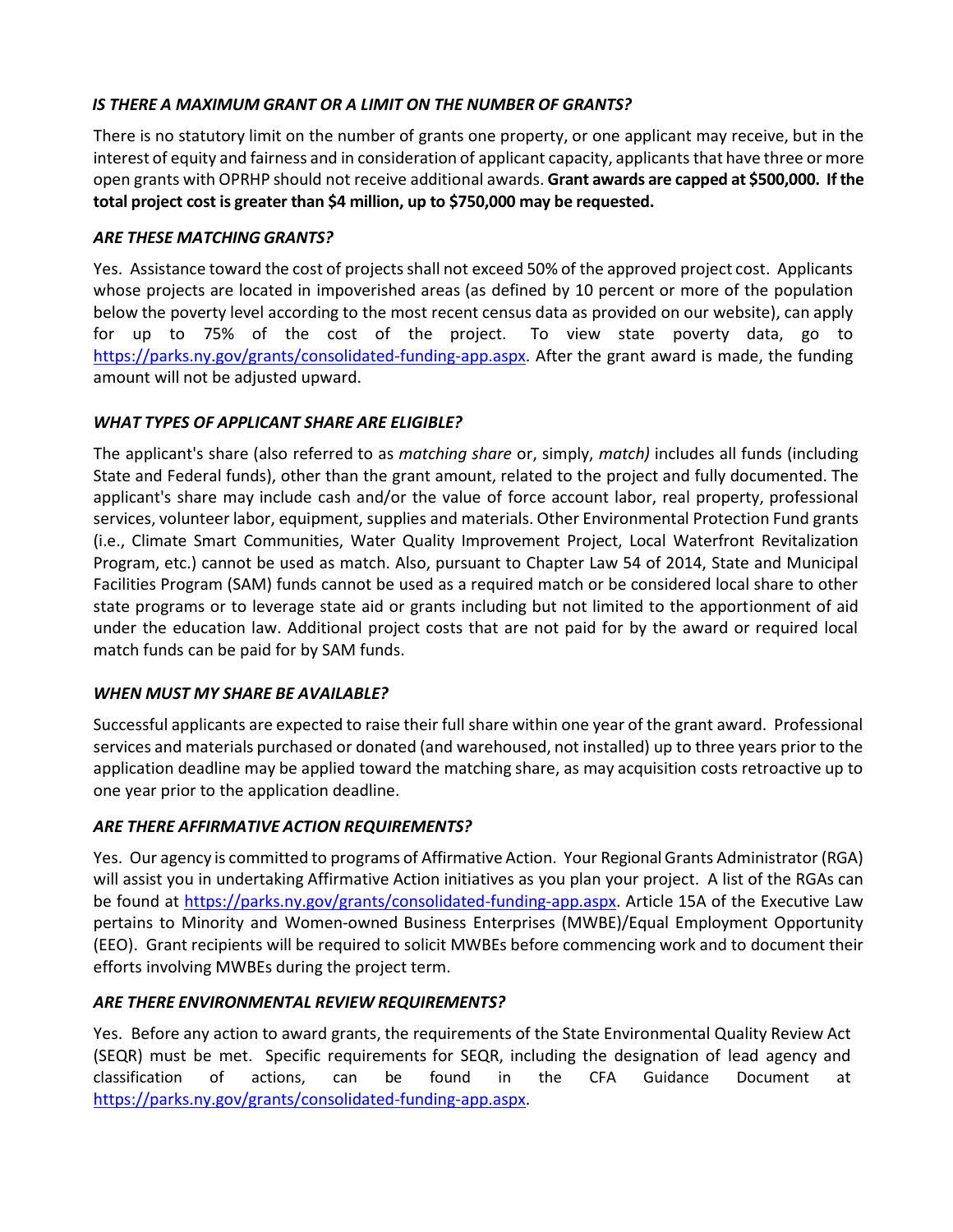### *IS THERE A MAXIMUM GRANT OR A LIMIT ON THE NUMBER OF GRANTS?*

There is no statutory limit on the number of grants one property, or one applicant may receive, but in the interest of equity and fairness and in consideration of applicant capacity, applicants that have three or more open grants with OPRHP should not receive additional awards. **Grant awards are capped at $500,000. If the total project cost is greater than $4 million, up to $750,000 may be requested.**

### *ARE THESE MATCHING GRANTS?*

Yes. Assistance toward the cost of projects shall not exceed 50% of the approved project cost. Applicants whose projects are located in impoverished areas (as defined by 10 percent or more of the population below the poverty level according to the most recent census data as provided on our website), can apply for up to 75% of the cost of the project. To view state poverty data, go to https://parks.ny.gov/grants/consolidated-funding-app.aspx. After the grant award is made, the funding amount will not be adjusted upward.

### *WHAT TYPES OF APPLICANT SHARE ARE ELIGIBLE?*

The applicant's share (also referred to as *matching share* or, simply, *match)* includes all funds (including State and Federal funds), other than the grant amount, related to the project and fully documented. The applicant's share may include cash and/or the value of force account labor, real property, professional services, volunteer labor, equipment, supplies and materials. Other Environmental Protection Fund grants (i.e., Climate Smart Communities, Water Quality Improvement Project, Local Waterfront Revitalization Program, etc.) cannot be used as match. Also, pursuant to Chapter Law 54 of 2014, State and Municipal Facilities Program (SAM) funds cannot be used as a required match or be considered local share to other state programs or to leverage state aid or grants including but not limited to the apportionment of aid under the education law. Additional project costs that are not paid for by the award or required local match funds can be paid for by SAM funds.

### *WHEN MUST MY SHARE BE AVAILABLE?*

Successful applicants are expected to raise their full share within one year of the grant award. Professional services and materials purchased or donated (and warehoused, not installed) up to three years prior to the application deadline may be applied toward the matching share, as may acquisition costs retroactive up to one year prior to the application deadline.

### *ARE THERE AFFIRMATIVE ACTION REQUIREMENTS?*

Yes. Our agency is committed to programs of Affirmative Action. Your Regional Grants Administrator (RGA) will assist you in undertaking Affirmative Action initiatives as you plan your project. A list of the RGAs can be found at https://parks.ny.gov/grants/consolidated-funding-app.aspx. Article 15A of the Executive Law pertains to Minority and Women-owned Business Enterprises (MWBE)/Equal Employment Opportunity (EEO). Grant recipients will be required to solicit MWBEs before commencing work and to document their efforts involving MWBEs during the project term.

### *ARE THERE ENVIRONMENTAL REVIEW REQUIREMENTS?*

Yes. Before any action to award grants, the requirements of the State Environmental Quality Review Act (SEQR) must be met. Specific requirements for SEQR, including the designation of lead agency and classification of actions, can be found in the CFA Guidance Document at https://parks.ny.gov/grants/consolidated-funding-app.aspx.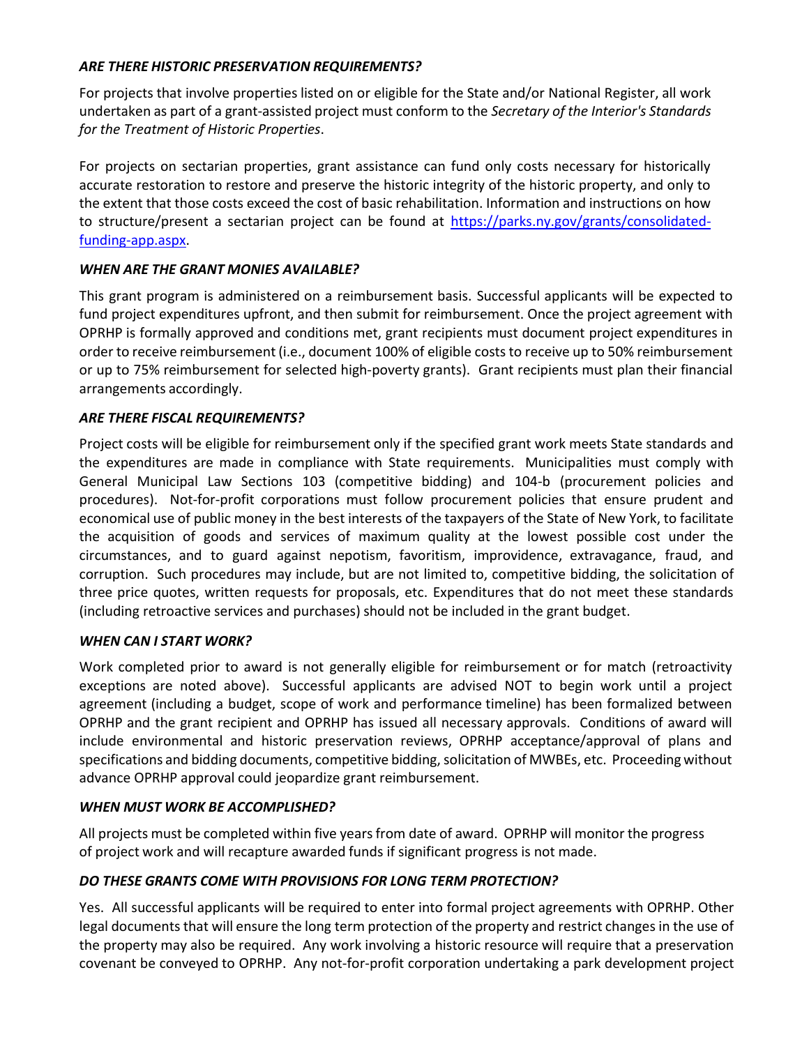### *ARE THERE HISTORIC PRESERVATION REQUIREMENTS?*

For projects that involve properties listed on or eligible for the State and/or National Register, all work undertaken as part of a grant-assisted project must conform to the *Secretary of the Interior's Standards for the Treatment of Historic Properties*.

For projects on sectarian properties, grant assistance can fund only costs necessary for historically accurate restoration to restore and preserve the historic integrity of the historic property, and only to the extent that those costs exceed the cost of basic rehabilitation. Information and instructions on how to structure/present a sectarian project can be found at [https://parks.ny.gov/grants/consolidated-funding-app.aspx](https://parks.ny.gov/grants/consolidated-funding-app.aspx).

### *WHEN ARE THE GRANT MONIES AVAILABLE?*

This grant program is administered on a reimbursement basis. Successful applicants will be expected to fund project expenditures upfront, and then submit for reimbursement. Once the project agreement with OPRHP is formally approved and conditions met, grant recipients must document project expenditures in order to receive reimbursement (i.e., document 100% of eligible costs to receive up to 50% reimbursement or up to 75% reimbursement for selected high-poverty grants). Grant recipients must plan their financial arrangements accordingly.

### *ARE THERE FISCAL REQUIREMENTS?*

Project costs will be eligible for reimbursement only if the specified grant work meets State standards and the expenditures are made in compliance with State requirements. Municipalities must comply with General Municipal Law Sections 103 (competitive bidding) and 104-b (procurement policies and procedures). Not-for-profit corporations must follow procurement policies that ensure prudent and economical use of public money in the best interests of the taxpayers of the State of New York, to facilitate the acquisition of goods and services of maximum quality at the lowest possible cost under the circumstances, and to guard against nepotism, favoritism, improvidence, extravagance, fraud, and corruption. Such procedures may include, but are not limited to, competitive bidding, the solicitation of three price quotes, written requests for proposals, etc. Expenditures that do not meet these standards (including retroactive services and purchases) should not be included in the grant budget.

### *WHEN CAN I START WORK?*

Work completed prior to award is not generally eligible for reimbursement or for match (retroactivity exceptions are noted above). Successful applicants are advised NOT to begin work until a project agreement (including a budget, scope of work and performance timeline) has been formalized between OPRHP and the grant recipient and OPRHP has issued all necessary approvals. Conditions of award will include environmental and historic preservation reviews, OPRHP acceptance/approval of plans and specifications and bidding documents, competitive bidding, solicitation of MWBEs, etc. Proceeding without advance OPRHP approval could jeopardize grant reimbursement.

### *WHEN MUST WORK BE ACCOMPLISHED?*

All projects must be completed within five years from date of award. OPRHP will monitor the progress of project work and will recapture awarded funds if significant progress is not made.

### *DO THESE GRANTS COME WITH PROVISIONS FOR LONG TERM PROTECTION?*

Yes. All successful applicants will be required to enter into formal project agreements with OPRHP. Other legal documents that will ensure the long term protection of the property and restrict changes in the use of the property may also be required. Any work involving a historic resource will require that a preservation covenant be conveyed to OPRHP. Any not-for-profit corporation undertaking a park development project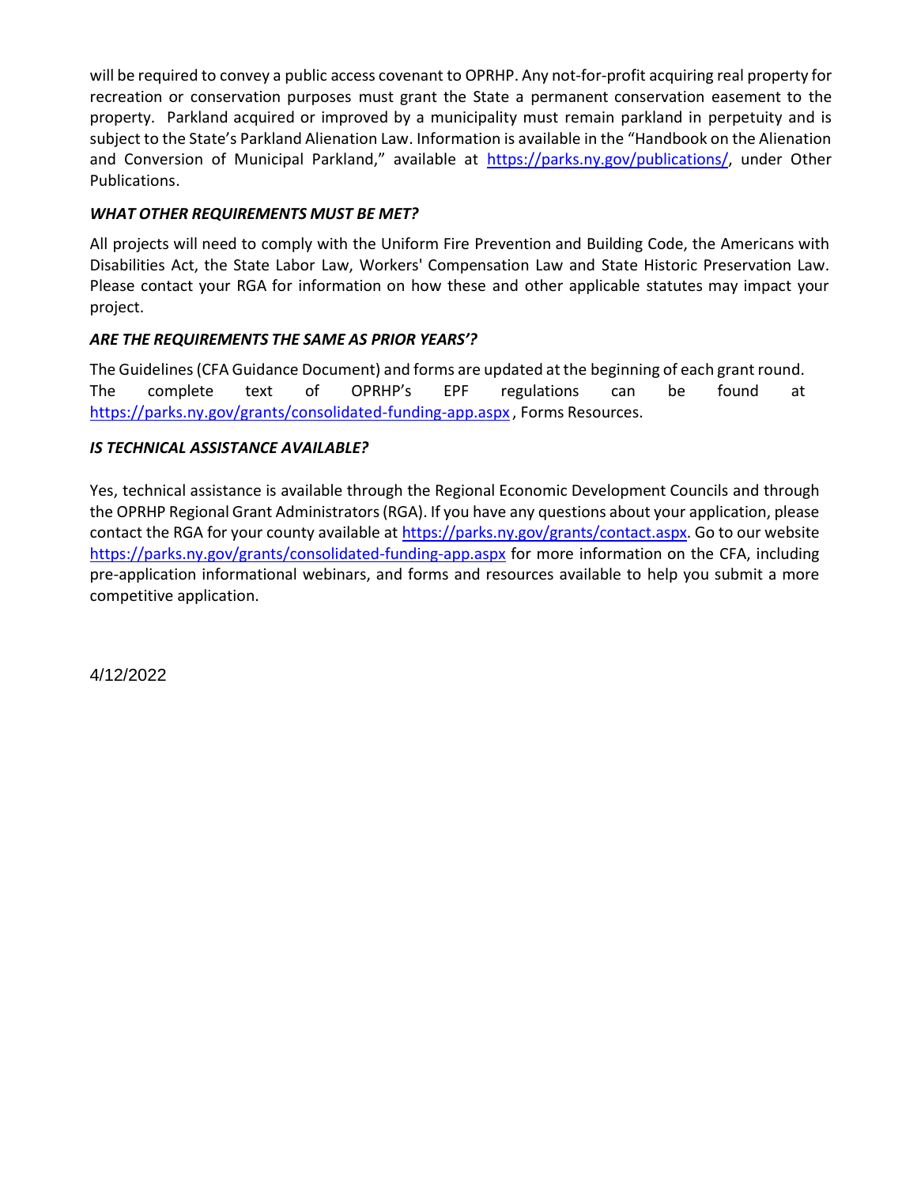will be required to convey a public access covenant to OPRHP. Any not-for-profit acquiring real property for recreation or conservation purposes must grant the State a permanent conservation easement to the property. Parkland acquired or improved by a municipality must remain parkland in perpetuity and is subject to the State's Parkland Alienation Law. Information is available in the "Handbook on the Alienation and Conversion of Municipal Parkland," available at https://parks.ny.gov/publications/, under Other Publications.

***WHAT OTHER REQUIREMENTS MUST BE MET?***

All projects will need to comply with the Uniform Fire Prevention and Building Code, the Americans with Disabilities Act, the State Labor Law, Workers' Compensation Law and State Historic Preservation Law. Please contact your RGA for information on how these and other applicable statutes may impact your project.

***ARE THE REQUIREMENTS THE SAME AS PRIOR YEARS'?***

The Guidelines (CFA Guidance Document) and forms are updated at the beginning of each grant round. The complete text of OPRHP's EPF regulations can be found at https://parks.ny.gov/grants/consolidated-funding-app.aspx, Forms Resources.

***IS TECHNICAL ASSISTANCE AVAILABLE?***

Yes, technical assistance is available through the Regional Economic Development Councils and through the OPRHP Regional Grant Administrators (RGA). If you have any questions about your application, please contact the RGA for your county available at https://parks.ny.gov/grants/contact.aspx. Go to our website https://parks.ny.gov/grants/consolidated-funding-app.aspx for more information on the CFA, including pre-application informational webinars, and forms and resources available to help you submit a more competitive application.

4/12/2022